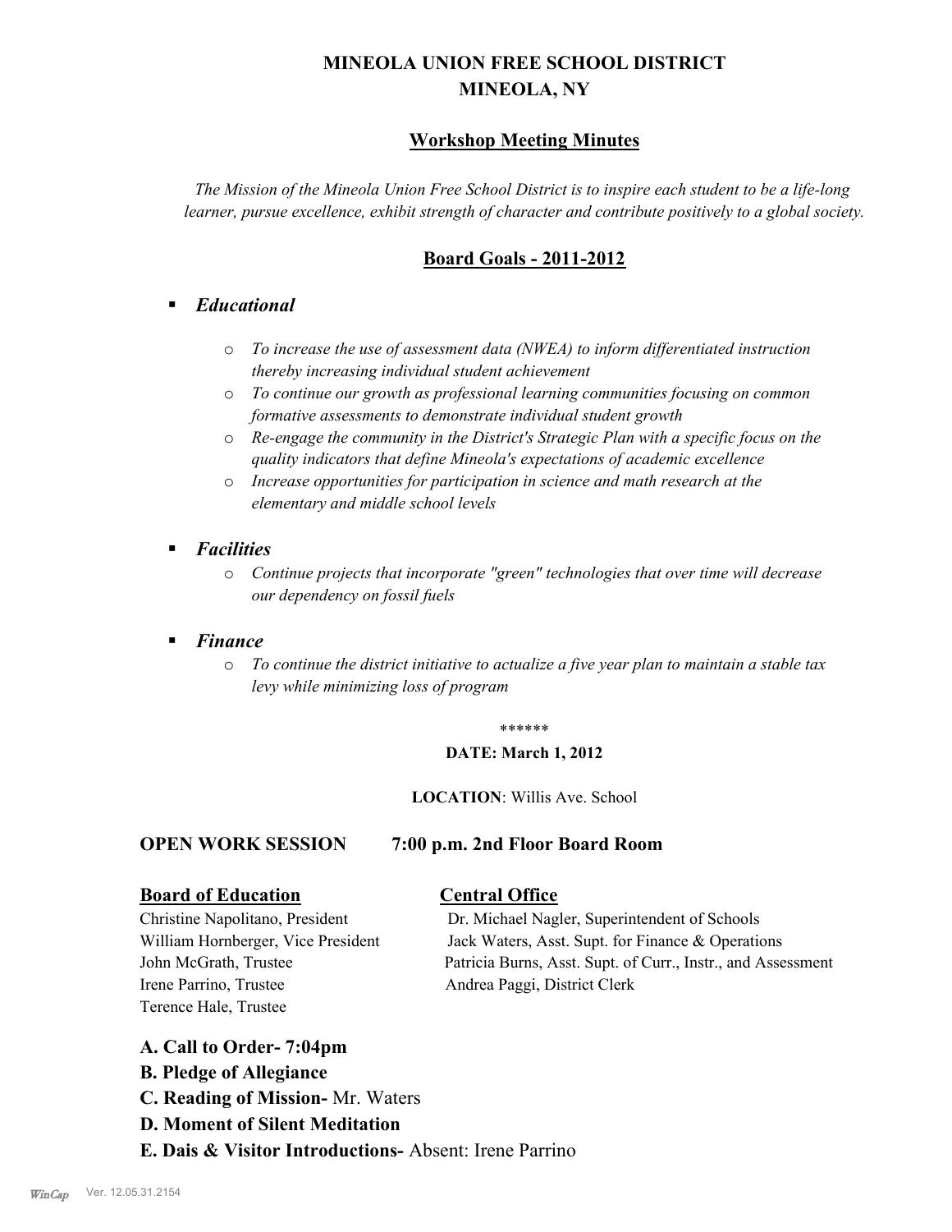# MINEOLA UNION FREE SCHOOL DISTRICT
# MINEOLA, NY

## Workshop Meeting Minutes

*The Mission of the Mineola Union Free School District is to inspire each student to be a life-long learner, pursue excellence, exhibit strength of character and contribute positively to a global society.*

## Board Goals - 2011-2012

- ***Educational***
  - *To increase the use of assessment data (NWEA) to inform differentiated instruction thereby increasing individual student achievement*
  - *To continue our growth as professional learning communities focusing on common formative assessments to demonstrate individual student growth*
  - *Re-engage the community in the District's Strategic Plan with a specific focus on the quality indicators that define Mineola's expectations of academic excellence*
  - *Increase opportunities for participation in science and math research at the elementary and middle school levels*
- ***Facilities***
  - *Continue projects that incorporate "green" technologies that over time will decrease our dependency on fossil fuels*
- ***Finance***
  - *To continue the district initiative to actualize a five year plan to maintain a stable tax levy while minimizing loss of program*

\*\*\*\*\*\*

**DATE: March 1, 2012**

**LOCATION**: Willis Ave. School

**OPEN WORK SESSION 7:00 p.m. 2nd Floor Board Room**

| Board of Education | Central Office |
|---|---|
| Christine Napolitano, President | Dr. Michael Nagler, Superintendent of Schools |
| William Hornberger, Vice President | Jack Waters, Asst. Supt. for Finance & Operations |
| John McGrath, Trustee | Patricia Burns, Asst. Supt. of Curr., Instr., and Assessment |
| Irene Parrino, Trustee | Andrea Paggi, District Clerk |
| Terence Hale, Trustee | |

**A. Call to Order- 7:04pm**

**B. Pledge of Allegiance**

**C. Reading of Mission-** Mr. Waters

**D. Moment of Silent Meditation**

**E. Dais & Visitor Introductions-** Absent: Irene Parrino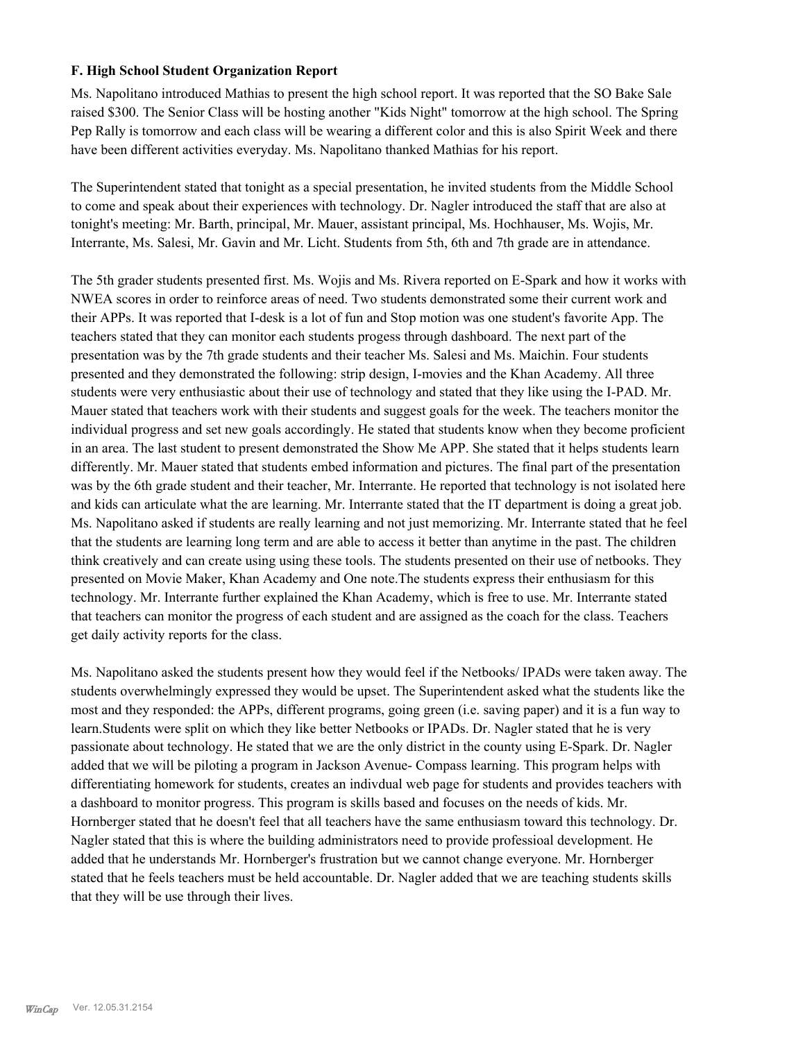**F. High School Student Organization Report**

Ms. Napolitano introduced Mathias to present the high school report. It was reported that the SO Bake Sale raised $300. The Senior Class will be hosting another "Kids Night" tomorrow at the high school. The Spring Pep Rally is tomorrow and each class will be wearing a different color and this is also Spirit Week and there have been different activities everyday. Ms. Napolitano thanked Mathias for his report.

The Superintendent stated that tonight as a special presentation, he invited students from the Middle School to come and speak about their experiences with technology. Dr. Nagler introduced the staff that are also at tonight's meeting: Mr. Barth, principal, Mr. Mauer, assistant principal, Ms. Hochhauser, Ms. Wojis, Mr. Interrante, Ms. Salesi, Mr. Gavin and Mr. Licht. Students from 5th, 6th and 7th grade are in attendance.

The 5th grader students presented first. Ms. Wojis and Ms. Rivera reported on E-Spark and how it works with NWEA scores in order to reinforce areas of need. Two students demonstrated some their current work and their APPs. It was reported that I-desk is a lot of fun and Stop motion was one student's favorite App. The teachers stated that they can monitor each students progess through dashboard. The next part of the presentation was by the 7th grade students and their teacher Ms. Salesi and Ms. Maichin. Four students presented and they demonstrated the following: strip design, I-movies and the Khan Academy. All three students were very enthusiastic about their use of technology and stated that they like using the I-PAD. Mr. Mauer stated that teachers work with their students and suggest goals for the week. The teachers monitor the individual progress and set new goals accordingly. He stated that students know when they become proficient in an area. The last student to present demonstrated the Show Me APP. She stated that it helps students learn differently. Mr. Mauer stated that students embed information and pictures. The final part of the presentation was by the 6th grade student and their teacher, Mr. Interrante. He reported that technology is not isolated here and kids can articulate what the are learning. Mr. Interrante stated that the IT department is doing a great job. Ms. Napolitano asked if students are really learning and not just memorizing. Mr. Interrante stated that he feel that the students are learning long term and are able to access it better than anytime in the past. The children think creatively and can create using using these tools. The students presented on their use of netbooks. They presented on Movie Maker, Khan Academy and One note.The students express their enthusiasm for this technology. Mr. Interrante further explained the Khan Academy, which is free to use. Mr. Interrante stated that teachers can monitor the progress of each student and are assigned as the coach for the class. Teachers get daily activity reports for the class.

Ms. Napolitano asked the students present how they would feel if the Netbooks/ IPADs were taken away. The students overwhelmingly expressed they would be upset. The Superintendent asked what the students like the most and they responded: the APPs, different programs, going green (i.e. saving paper) and it is a fun way to learn.Students were split on which they like better Netbooks or IPADs. Dr. Nagler stated that he is very passionate about technology. He stated that we are the only district in the county using E-Spark. Dr. Nagler added that we will be piloting a program in Jackson Avenue- Compass learning. This program helps with differentiating homework for students, creates an indivdual web page for students and provides teachers with a dashboard to monitor progress. This program is skills based and focuses on the needs of kids. Mr. Hornberger stated that he doesn't feel that all teachers have the same enthusiasm toward this technology. Dr. Nagler stated that this is where the building administrators need to provide professioal development. He added that he understands Mr. Hornberger's frustration but we cannot change everyone. Mr. Hornberger stated that he feels teachers must be held accountable. Dr. Nagler added that we are teaching students skills that they will be use through their lives.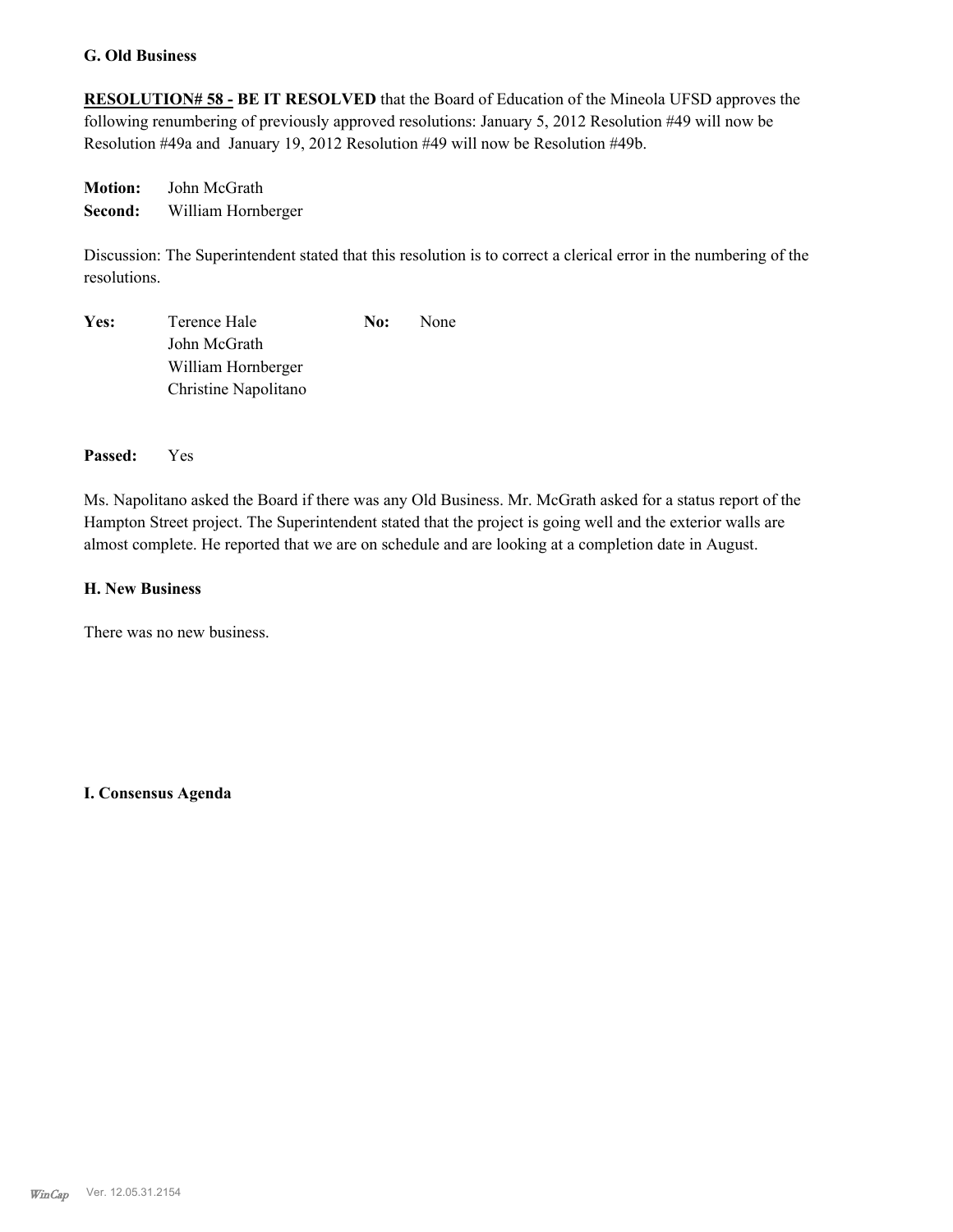## G. Old Business

**RESOLUTION# 58 - BE IT RESOLVED** that the Board of Education of the Mineola UFSD approves the following renumbering of previously approved resolutions: January 5, 2012 Resolution #49 will now be Resolution #49a and January 19, 2012 Resolution #49 will now be Resolution #49b.

**Motion:** John McGrath
**Second:** William Hornberger

Discussion: The Superintendent stated that this resolution is to correct a clerical error in the numbering of the resolutions.

| **Yes:** | | **No:** | |
|---|---|---|---|
| | Terence Hale | | None |
| | John McGrath | | |
| | William Hornberger | | |
| | Christine Napolitano | | |

**Passed:** Yes

Ms. Napolitano asked the Board if there was any Old Business. Mr. McGrath asked for a status report of the Hampton Street project. The Superintendent stated that the project is going well and the exterior walls are almost complete. He reported that we are on schedule and are looking at a completion date in August.

## H. New Business

There was no new business.

## I. Consensus Agenda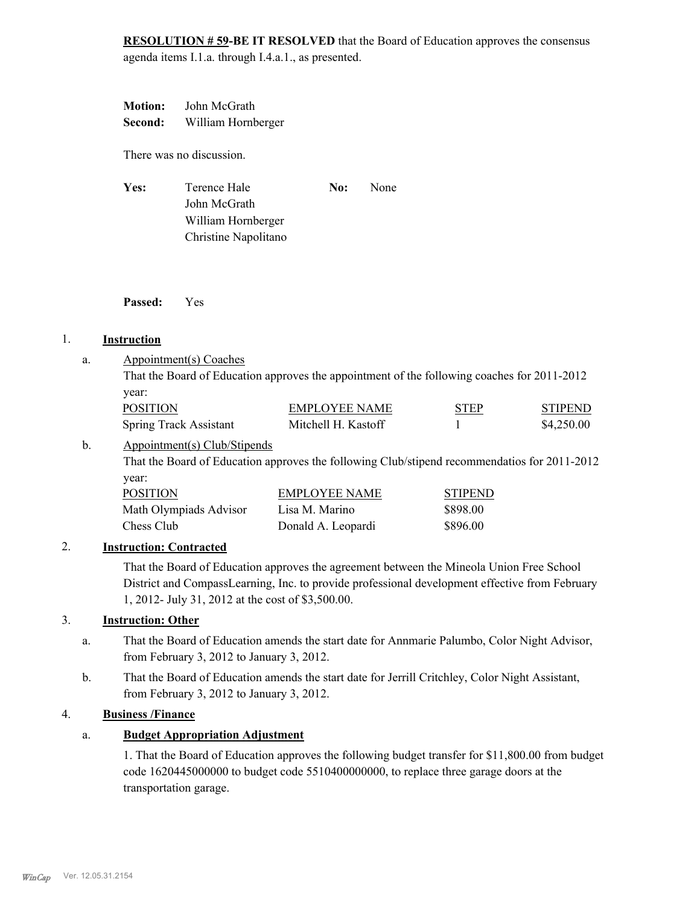**RESOLUTION # 59-BE IT RESOLVED** that the Board of Education approves the consensus agenda items I.1.a. through I.4.a.1., as presented.

**Motion:** John McGrath
**Second:** William Hornberger

There was no discussion.

**Yes:** Terence Hale
John McGrath
William Hornberger
Christine Napolitano

**No:** None

**Passed:** Yes

1. **Instruction**

   a. Appointment(s) Coaches

   That the Board of Education approves the appointment of the following coaches for 2011-2012 year:

| POSITION | EMPLOYEE NAME | STEP | STIPEND |
|---|---|---|---|
| Spring Track Assistant | Mitchell H. Kastoff | 1 | $4,250.00 |

   b. Appointment(s) Club/Stipends

   That the Board of Education approves the following Club/stipend recommendatios for 2011-2012 year:

| POSITION | EMPLOYEE NAME | STIPEND |
|---|---|---|
| Math Olympiads Advisor | Lisa M. Marino | $898.00 |
| Chess Club | Donald A. Leopardi | $896.00 |

2. **Instruction: Contracted**

   That the Board of Education approves the agreement between the Mineola Union Free School District and CompassLearning, Inc. to provide professional development effective from February 1, 2012- July 31, 2012 at the cost of $3,500.00.

3. **Instruction: Other**

   a. That the Board of Education amends the start date for Annmarie Palumbo, Color Night Advisor, from February 3, 2012 to January 3, 2012.

   b. That the Board of Education amends the start date for Jerrill Critchley, Color Night Assistant, from February 3, 2012 to January 3, 2012.

4. **Business /Finance**

   a. **Budget Appropriation Adjustment**

   1. That the Board of Education approves the following budget transfer for $11,800.00 from budget code 1620445000000 to budget code 5510400000000, to replace three garage doors at the transportation garage.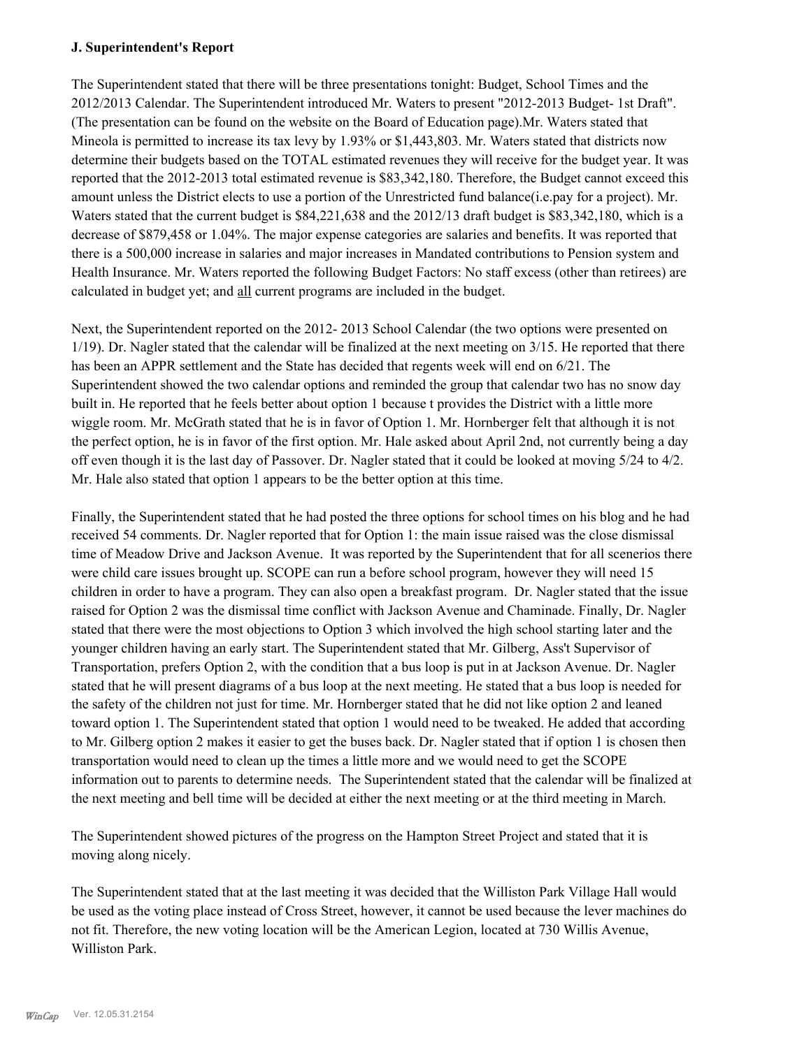**J. Superintendent's Report**

The Superintendent stated that there will be three presentations tonight: Budget, School Times and the 2012/2013 Calendar. The Superintendent introduced Mr. Waters to present "2012-2013 Budget- 1st Draft". (The presentation can be found on the website on the Board of Education page).Mr. Waters stated that Mineola is permitted to increase its tax levy by 1.93% or $1,443,803. Mr. Waters stated that districts now determine their budgets based on the TOTAL estimated revenues they will receive for the budget year. It was reported that the 2012-2013 total estimated revenue is $83,342,180. Therefore, the Budget cannot exceed this amount unless the District elects to use a portion of the Unrestricted fund balance(i.e.pay for a project). Mr. Waters stated that the current budget is $84,221,638 and the 2012/13 draft budget is $83,342,180, which is a decrease of $879,458 or 1.04%. The major expense categories are salaries and benefits. It was reported that there is a 500,000 increase in salaries and major increases in Mandated contributions to Pension system and Health Insurance. Mr. Waters reported the following Budget Factors: No staff excess (other than retirees) are calculated in budget yet; and all current programs are included in the budget.

Next, the Superintendent reported on the 2012- 2013 School Calendar (the two options were presented on 1/19). Dr. Nagler stated that the calendar will be finalized at the next meeting on 3/15. He reported that there has been an APPR settlement and the State has decided that regents week will end on 6/21. The Superintendent showed the two calendar options and reminded the group that calendar two has no snow day built in. He reported that he feels better about option 1 because t provides the District with a little more wiggle room. Mr. McGrath stated that he is in favor of Option 1. Mr. Hornberger felt that although it is not the perfect option, he is in favor of the first option. Mr. Hale asked about April 2nd, not currently being a day off even though it is the last day of Passover. Dr. Nagler stated that it could be looked at moving 5/24 to 4/2. Mr. Hale also stated that option 1 appears to be the better option at this time.

Finally, the Superintendent stated that he had posted the three options for school times on his blog and he had received 54 comments. Dr. Nagler reported that for Option 1: the main issue raised was the close dismissal time of Meadow Drive and Jackson Avenue. It was reported by the Superintendent that for all scenerios there were child care issues brought up. SCOPE can run a before school program, however they will need 15 children in order to have a program. They can also open a breakfast program. Dr. Nagler stated that the issue raised for Option 2 was the dismissal time conflict with Jackson Avenue and Chaminade. Finally, Dr. Nagler stated that there were the most objections to Option 3 which involved the high school starting later and the younger children having an early start. The Superintendent stated that Mr. Gilberg, Ass't Supervisor of Transportation, prefers Option 2, with the condition that a bus loop is put in at Jackson Avenue. Dr. Nagler stated that he will present diagrams of a bus loop at the next meeting. He stated that a bus loop is needed for the safety of the children not just for time. Mr. Hornberger stated that he did not like option 2 and leaned toward option 1. The Superintendent stated that option 1 would need to be tweaked. He added that according to Mr. Gilberg option 2 makes it easier to get the buses back. Dr. Nagler stated that if option 1 is chosen then transportation would need to clean up the times a little more and we would need to get the SCOPE information out to parents to determine needs. The Superintendent stated that the calendar will be finalized at the next meeting and bell time will be decided at either the next meeting or at the third meeting in March.

The Superintendent showed pictures of the progress on the Hampton Street Project and stated that it is moving along nicely.

The Superintendent stated that at the last meeting it was decided that the Williston Park Village Hall would be used as the voting place instead of Cross Street, however, it cannot be used because the lever machines do not fit. Therefore, the new voting location will be the American Legion, located at 730 Willis Avenue, Williston Park.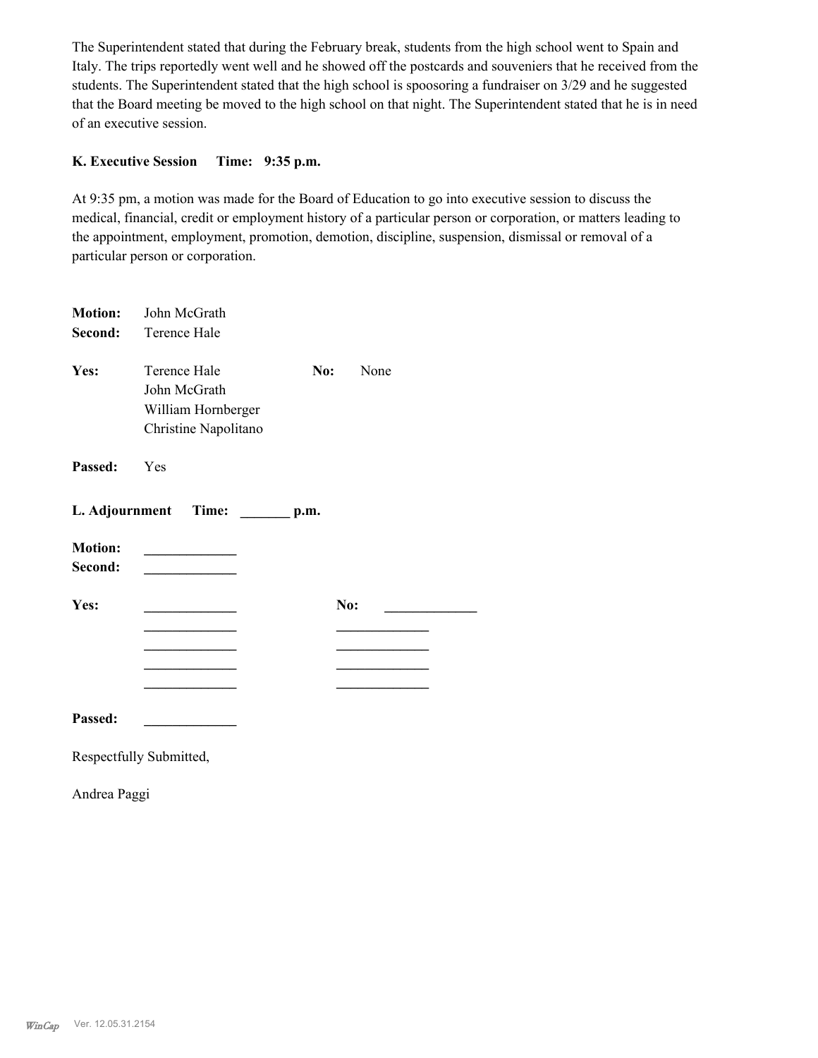The Superintendent stated that during the February break, students from the high school went to Spain and Italy. The trips reportedly went well and he showed off the postcards and souveniers that he received from the students. The Superintendent stated that the high school is spoosoring a fundraiser on 3/29 and he suggested that the Board meeting be moved to the high school on that night. The Superintendent stated that he is in need of an executive session.

**K. Executive Session Time: 9:35 p.m.**

At 9:35 pm, a motion was made for the Board of Education to go into executive session to discuss the medical, financial, credit or employment history of a particular person or corporation, or matters leading to the appointment, employment, promotion, demotion, discipline, suspension, dismissal or removal of a particular person or corporation.

**Motion:** John McGrath
**Second:** Terence Hale

**Yes:** Terence Hale
John McGrath
William Hornberger
Christine Napolitano

**No:** None

**Passed:** Yes

**L. Adjournment Time: _______ p.m.**

**Motion:** _____________
**Second:** _____________

**Yes:** _____________
_____________
_____________
_____________
_____________

**No:** _____________
_____________
_____________
_____________
_____________

**Passed:** _____________

Respectfully Submitted,

Andrea Paggi